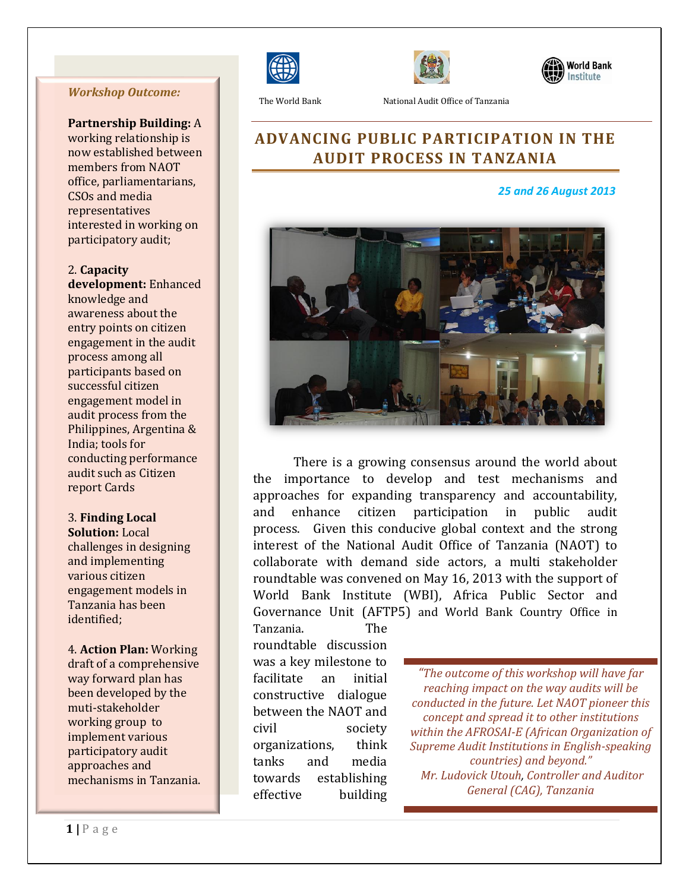The World Bank | National Audit Office of Tanzania | World Bank Institute

# ADVANCING PUBLIC PARTICIPATION IN THE AUDIT PROCESS IN TANZANIA

*25 and 26 August 2013*

There is a growing consensus around the world about the importance to develop and test mechanisms and approaches for expanding transparency and accountability, and enhance citizen participation in public audit process. Given this conducive global context and the strong interest of the National Audit Office of Tanzania (NAOT) to collaborate with demand side actors, a multi stakeholder roundtable was convened on May 16, 2013 with the support of World Bank Institute (WBI), Africa Public Sector and Governance Unit (AFTP5) and World Bank Country Office in Tanzania. The roundtable discussion was a key milestone to facilitate an initial constructive dialogue between the NAOT and civil society organizations, think tanks and media towards establishing effective building

> *"The outcome of this workshop will have far reaching impact on the way audits will be conducted in the future. Let NAOT pioneer this concept and spread it to other institutions within the AFROSAI-E (African Organization of Supreme Audit Institutions in English-speaking countries) and beyond."*
> *Mr. Ludovick Utouh, Controller and Auditor General (CAG), Tanzania*

### *Workshop Outcome:*

**Partnership Building:** A working relationship is now established between members from NAOT office, parliamentarians, CSOs and media representatives interested in working on participatory audit;

2. **Capacity development:** Enhanced knowledge and awareness about the entry points on citizen engagement in the audit process among all participants based on successful citizen engagement model in audit process from the Philippines, Argentina & India; tools for conducting performance audit such as Citizen report Cards

3. **Finding Local Solution:** Local challenges in designing and implementing various citizen engagement models in Tanzania has been identified;

4. **Action Plan:** Working draft of a comprehensive way forward plan has been developed by the muti-stakeholder working group to implement various participatory audit approaches and mechanisms in Tanzania.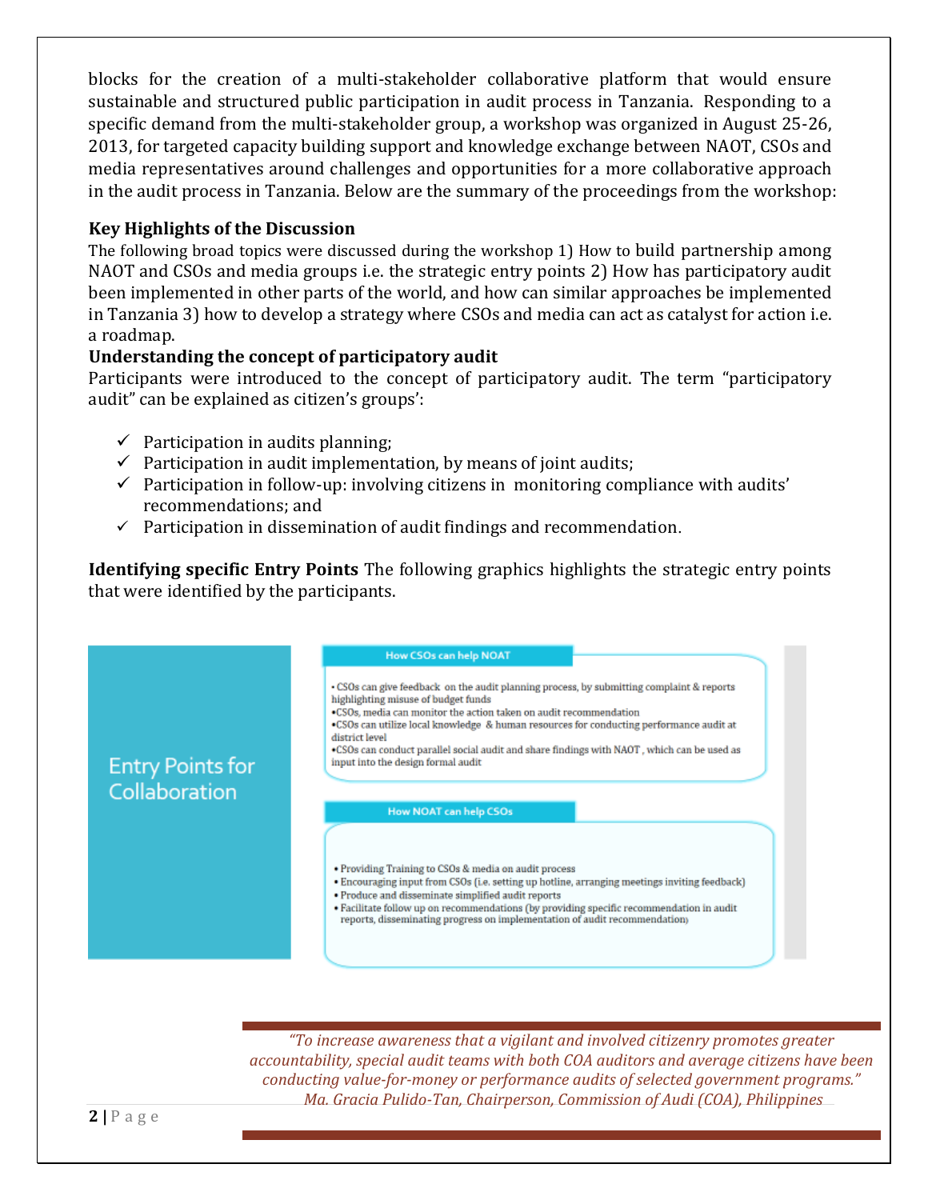blocks for the creation of a multi-stakeholder collaborative platform that would ensure sustainable and structured public participation in audit process in Tanzania. Responding to a specific demand from the multi-stakeholder group, a workshop was organized in August 25-26, 2013, for targeted capacity building support and knowledge exchange between NAOT, CSOs and media representatives around challenges and opportunities for a more collaborative approach in the audit process in Tanzania. Below are the summary of the proceedings from the workshop:

**Key Highlights of the Discussion**

The following broad topics were discussed during the workshop 1) How to build partnership among NAOT and CSOs and media groups i.e. the strategic entry points 2) How has participatory audit been implemented in other parts of the world, and how can similar approaches be implemented in Tanzania 3) how to develop a strategy where CSOs and media can act as catalyst for action i.e. a roadmap.

**Understanding the concept of participatory audit**

Participants were introduced to the concept of participatory audit. The term "participatory audit" can be explained as citizen's groups':

- ✓ Participation in audits planning;
- ✓ Participation in audit implementation, by means of joint audits;
- ✓ Participation in follow-up: involving citizens in monitoring compliance with audits' recommendations; and
- ✓ Participation in dissemination of audit findings and recommendation.

**Identifying specific Entry Points** The following graphics highlights the strategic entry points that were identified by the participants.

**Entry Points for Collaboration**

**How CSOs can help NOAT**

- CSOs can give feedback on the audit planning process, by submitting complaint & reports highlighting misuse of budget funds
- CSOs, media can monitor the action taken on audit recommendation
- CSOs can utilize local knowledge & human resources for conducting performance audit at district level
- CSOs can conduct parallel social audit and share findings with NAOT , which can be used as input into the design formal audit

**How NOAT can help CSOs**

- Providing Training to CSOs & media on audit process
- Encouraging input from CSOs (i.e. setting up hotline, arranging meetings inviting feedback)
- Produce and disseminate simplified audit reports
- Facilitate follow up on recommendations (by providing specific recommendation in audit reports, disseminating progress on implementation of audit recommendation)

> *"To increase awareness that a vigilant and involved citizenry promotes greater accountability, special audit teams with both COA auditors and average citizens have been conducting value-for-money or performance audits of selected government programs."*
> *Ma. Gracia Pulido-Tan, Chairperson, Commission of Audi (COA), Philippines*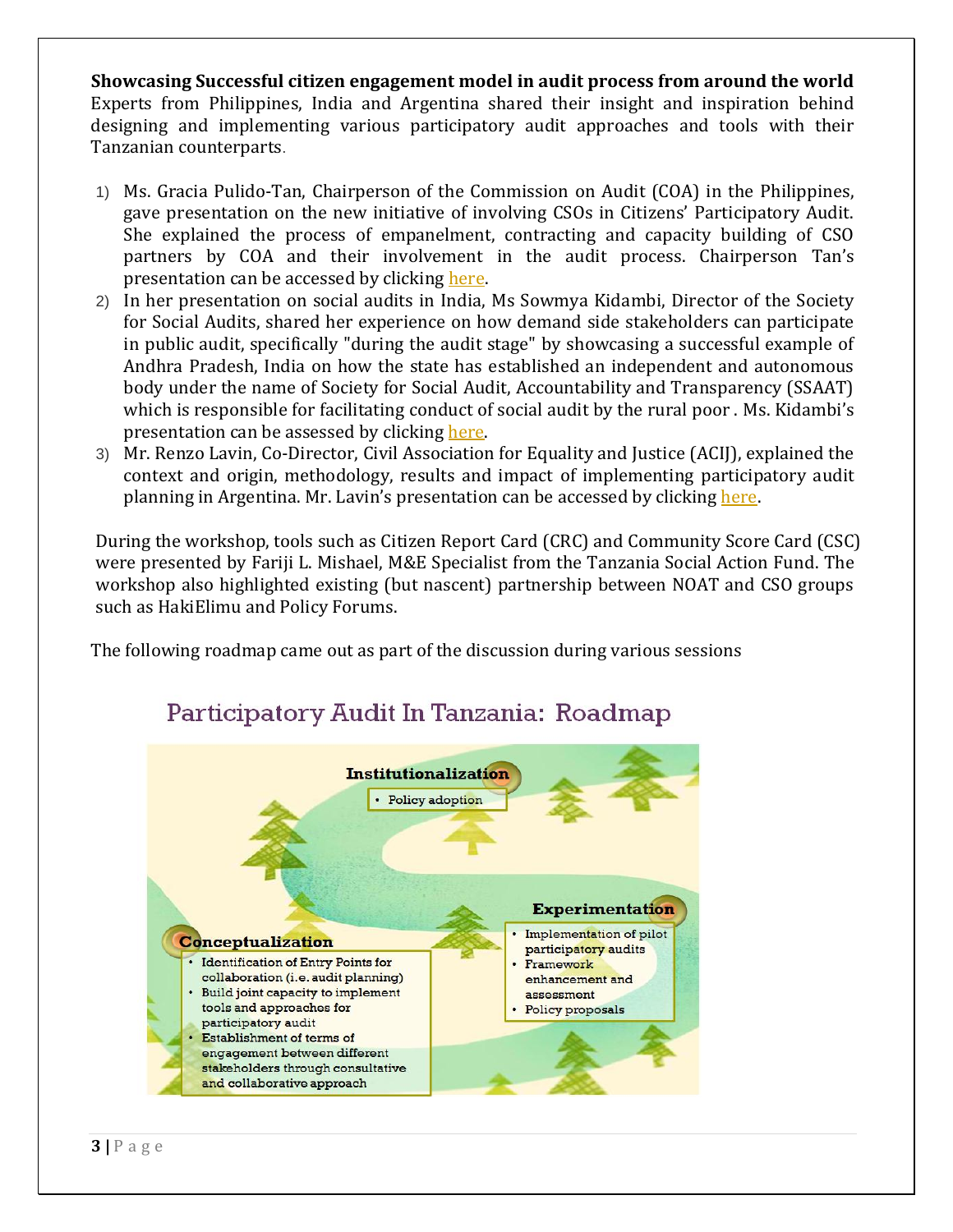**Showcasing Successful citizen engagement model in audit process from around the world**
Experts from Philippines, India and Argentina shared their insight and inspiration behind designing and implementing various participatory audit approaches and tools with their Tanzanian counterparts.

1) Ms. Gracia Pulido-Tan, Chairperson of the Commission on Audit (COA) in the Philippines, gave presentation on the new initiative of involving CSOs in Citizens' Participatory Audit. She explained the process of empanelment, contracting and capacity building of CSO partners by COA and their involvement in the audit process. Chairperson Tan's presentation can be accessed by clicking here.
2) In her presentation on social audits in India, Ms Sowmya Kidambi, Director of the Society for Social Audits, shared her experience on how demand side stakeholders can participate in public audit, specifically "during the audit stage" by showcasing a successful example of Andhra Pradesh, India on how the state has established an independent and autonomous body under the name of Society for Social Audit, Accountability and Transparency (SSAAT) which is responsible for facilitating conduct of social audit by the rural poor . Ms. Kidambi's presentation can be assessed by clicking here.
3) Mr. Renzo Lavin, Co-Director, Civil Association for Equality and Justice (ACIJ), explained the context and origin, methodology, results and impact of implementing participatory audit planning in Argentina. Mr. Lavin's presentation can be accessed by clicking here.

During the workshop, tools such as Citizen Report Card (CRC) and Community Score Card (CSC) were presented by Fariji L. Mishael, M&E Specialist from the Tanzania Social Action Fund. The workshop also highlighted existing (but nascent) partnership between NOAT and CSO groups such as HakiElimu and Policy Forums.

The following roadmap came out as part of the discussion during various sessions

## Participatory Audit In Tanzania: Roadmap

**Conceptualization**
- Identification of Entry Points for collaboration (i.e. audit planning)
- Build joint capacity to implement tools and approaches for participatory audit
- Establishment of terms of engagement between different stakeholders through consultative and collaborative approach

**Experimentation**
- Implementation of pilot participatory audits
- Framework enhancement and assessment
- Policy proposals

**Institutionalization**
- Policy adoption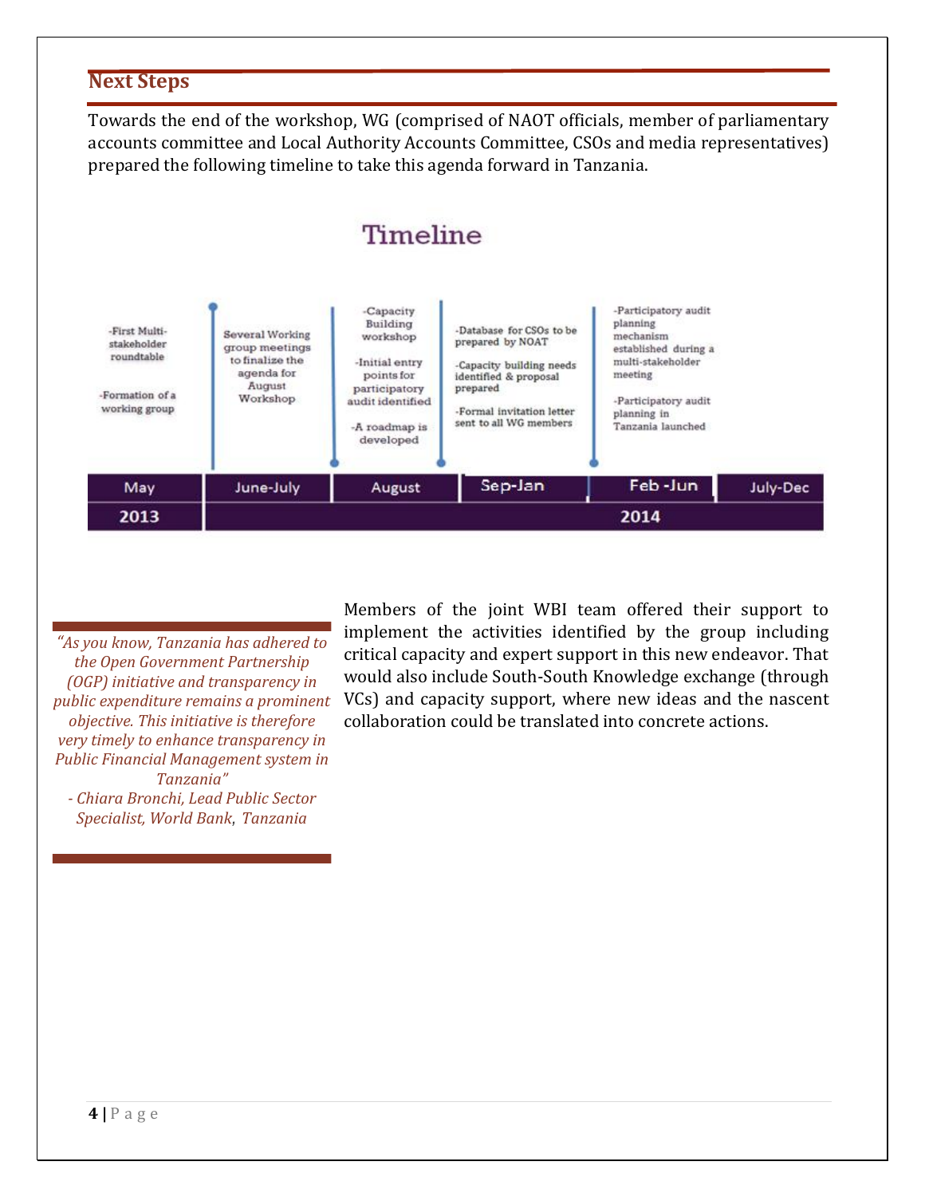## Next Steps

Towards the end of the workshop, WG (comprised of NAOT officials, member of parliamentary accounts committee and Local Authority Accounts Committee, CSOs and media representatives) prepared the following timeline to take this agenda forward in Tanzania.

Timeline

-First Multi-stakeholder roundtable

-Formation of a working group

Several Working group meetings to finalize the agenda for August Workshop

-Capacity Building workshop

-Initial entry points for participatory audit identified

-A roadmap is developed

-Database for CSOs to be prepared by NOAT

-Capacity building needs identified & proposal prepared

-Formal invitation letter sent to all WG members

-Participatory audit planning mechanism established during a multi-stakeholder meeting

-Participatory audit planning in Tanzania launched

May | June-July | August | Sep-Jan | Feb -Jun | July-Dec

2013 | 2014

> *"As you know, Tanzania has adhered to the Open Government Partnership (OGP) initiative and transparency in public expenditure remains a prominent objective. This initiative is therefore very timely to enhance transparency in Public Financial Management system in Tanzania"*
> *- Chiara Bronchi, Lead Public Sector Specialist, World Bank, Tanzania*

Members of the joint WBI team offered their support to implement the activities identified by the group including critical capacity and expert support in this new endeavor. That would also include South-South Knowledge exchange (through VCs) and capacity support, where new ideas and the nascent collaboration could be translated into concrete actions.